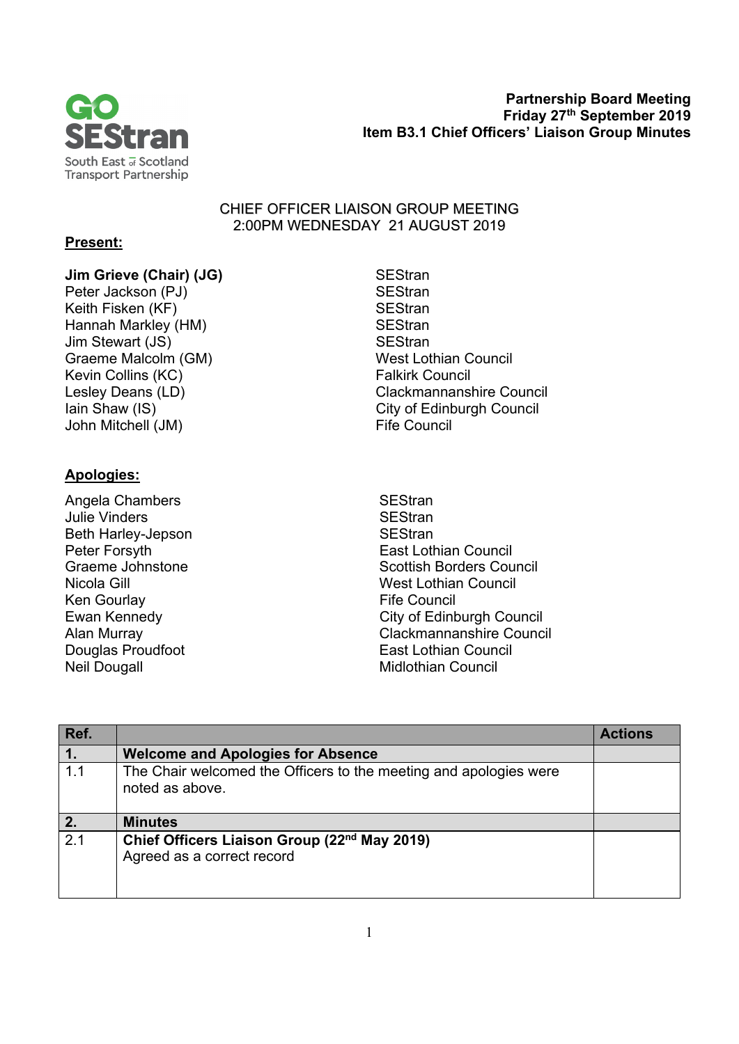**Partnership Board Meeting**
**Friday 27th September 2019**
**Item B3.1 Chief Officers' Liaison Group Minutes**

# CHIEF OFFICER LIAISON GROUP MEETING
## 2:00PM WEDNESDAY 21 AUGUST 2019

**Present:**

| | |
|---|---|
| **Jim Grieve (Chair) (JG)** | SEStran |
| Peter Jackson (PJ) | SEStran |
| Keith Fisken (KF) | SEStran |
| Hannah Markley (HM) | SEStran |
| Jim Stewart (JS) | SEStran |
| Graeme Malcolm (GM) | West Lothian Council |
| Kevin Collins (KC) | Falkirk Council |
| Lesley Deans (LD) | Clackmannanshire Council |
| Iain Shaw (IS) | City of Edinburgh Council |
| John Mitchell (JM) | Fife Council |

**Apologies:**

| | |
|---|---|
| Angela Chambers | SEStran |
| Julie Vinders | SEStran |
| Beth Harley-Jepson | SEStran |
| Peter Forsyth | East Lothian Council |
| Graeme Johnstone | Scottish Borders Council |
| Nicola Gill | West Lothian Council |
| Ken Gourlay | Fife Council |
| Ewan Kennedy | City of Edinburgh Council |
| Alan Murray | Clackmannanshire Council |
| Douglas Proudfoot | East Lothian Council |
| Neil Dougall | Midlothian Council |

| Ref. | | Actions |
|---|---|---|
| **1.** | **Welcome and Apologies for Absence** | |
| 1.1 | The Chair welcomed the Officers to the meeting and apologies were noted as above. | |
| **2.** | **Minutes** | |
| 2.1 | **Chief Officers Liaison Group (22nd May 2019)**<br>Agreed as a correct record | |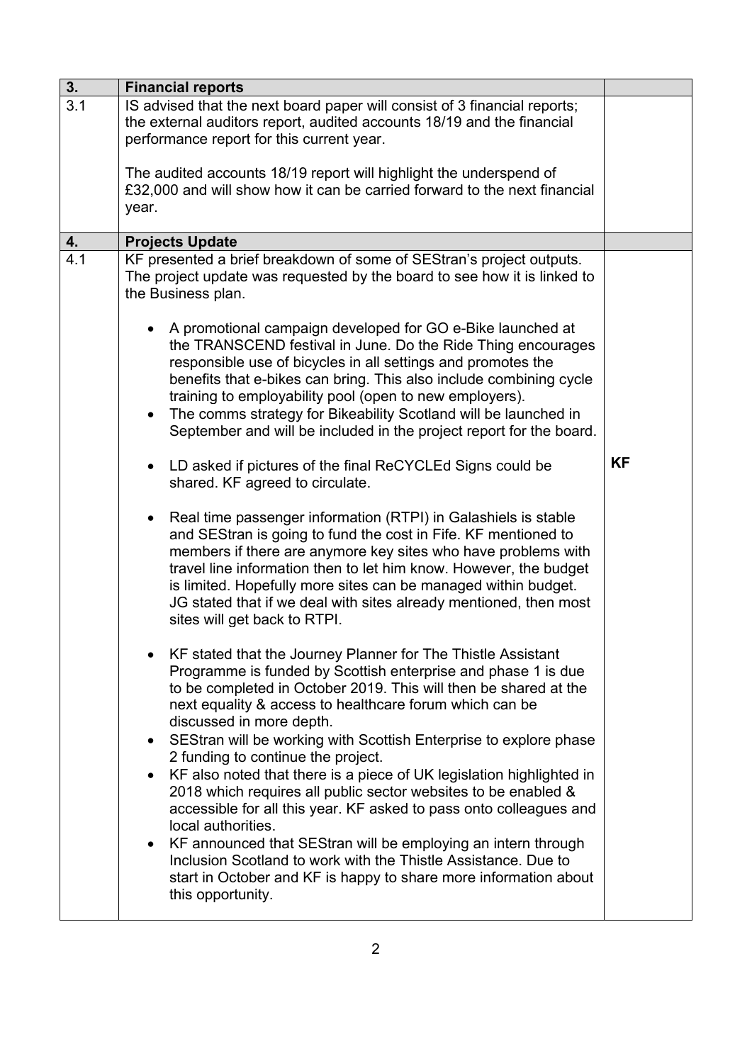| 3. | Financial reports | |
|---|---|---|
| 3.1 | IS advised that the next board paper will consist of 3 financial reports; the external auditors report, audited accounts 18/19 and the financial performance report for this current year.<br><br>The audited accounts 18/19 report will highlight the underspend of £32,000 and will show how it can be carried forward to the next financial year. | |
| **4.** | **Projects Update** | |
| 4.1 | KF presented a brief breakdown of some of SEStran's project outputs. The project update was requested by the board to see how it is linked to the Business plan.<br><br>• A promotional campaign developed for GO e-Bike launched at the TRANSCEND festival in June. Do the Ride Thing encourages responsible use of bicycles in all settings and promotes the benefits that e-bikes can bring. This also include combining cycle training to employability pool (open to new employers).<br>• The comms strategy for Bikeability Scotland will be launched in September and will be included in the project report for the board.<br><br>• LD asked if pictures of the final ReCYCLEd Signs could be shared. KF agreed to circulate.<br><br>• Real time passenger information (RTPI) in Galashiels is stable and SEStran is going to fund the cost in Fife. KF mentioned to members if there are anymore key sites who have problems with travel line information then to let him know. However, the budget is limited. Hopefully more sites can be managed within budget. JG stated that if we deal with sites already mentioned, then most sites will get back to RTPI.<br><br>• KF stated that the Journey Planner for The Thistle Assistant Programme is funded by Scottish enterprise and phase 1 is due to be completed in October 2019. This will then be shared at the next equality & access to healthcare forum which can be discussed in more depth.<br>• SEStran will be working with Scottish Enterprise to explore phase 2 funding to continue the project.<br>• KF also noted that there is a piece of UK legislation highlighted in 2018 which requires all public sector websites to be enabled & accessible for all this year. KF asked to pass onto colleagues and local authorities.<br>• KF announced that SEStran will be employing an intern through Inclusion Scotland to work with the Thistle Assistance. Due to start in October and KF is happy to share more information about this opportunity. | **KF** |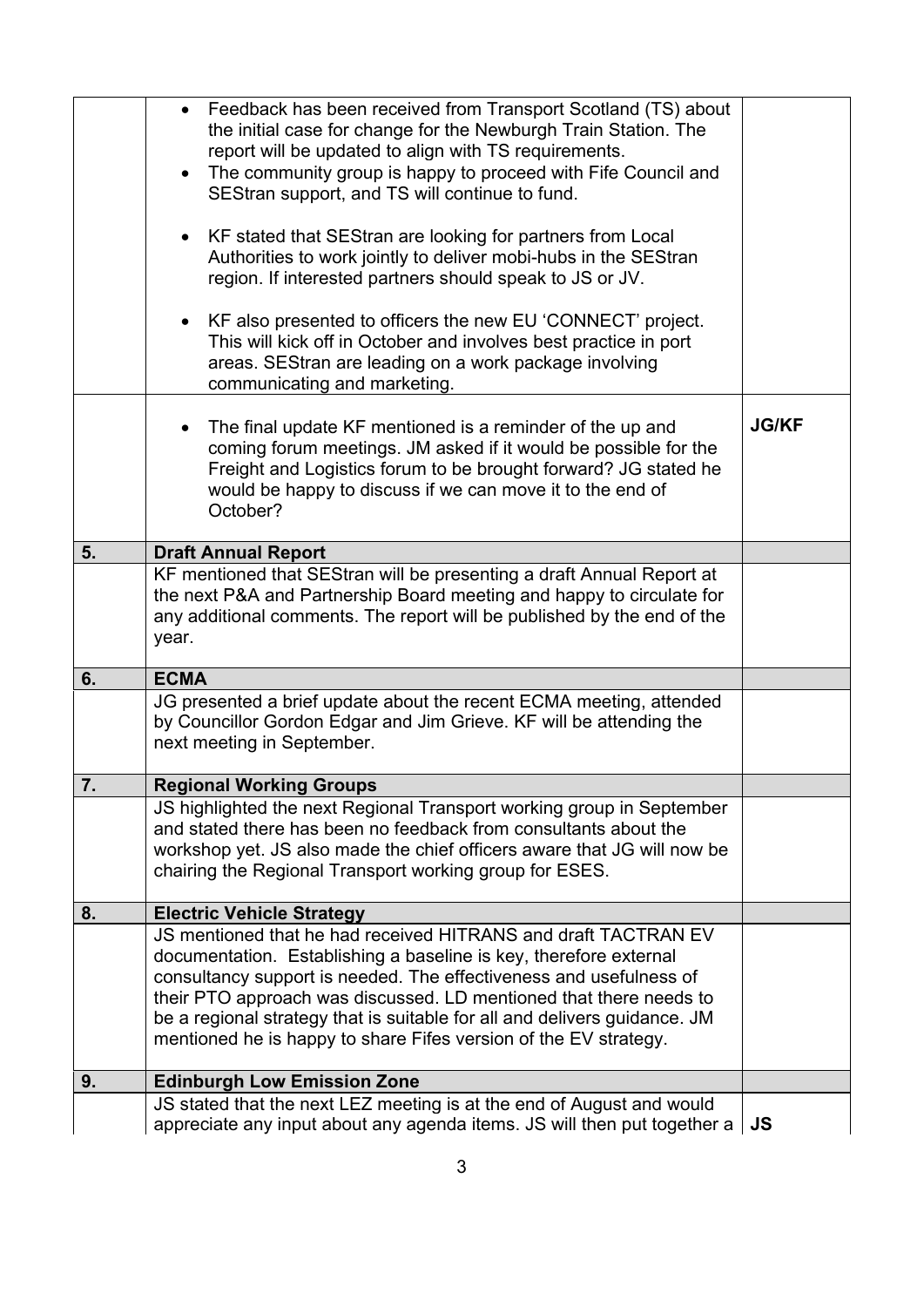| | | |
|---|---|---|
| | • Feedback has been received from Transport Scotland (TS) about the initial case for change for the Newburgh Train Station. The report will be updated to align with TS requirements.<br>• The community group is happy to proceed with Fife Council and SEStran support, and TS will continue to fund.<br><br>• KF stated that SEStran are looking for partners from Local Authorities to work jointly to deliver mobi-hubs in the SEStran region. If interested partners should speak to JS or JV.<br><br>• KF also presented to officers the new EU 'CONNECT' project. This will kick off in October and involves best practice in port areas. SEStran are leading on a work package involving communicating and marketing. | |
| | • The final update KF mentioned is a reminder of the up and coming forum meetings. JM asked if it would be possible for the Freight and Logistics forum to be brought forward? JG stated he would be happy to discuss if we can move it to the end of October? | **JG/KF** |
| **5.** | **Draft Annual Report** | |
| | KF mentioned that SEStran will be presenting a draft Annual Report at the next P&A and Partnership Board meeting and happy to circulate for any additional comments. The report will be published by the end of the year. | |
| **6.** | **ECMA** | |
| | JG presented a brief update about the recent ECMA meeting, attended by Councillor Gordon Edgar and Jim Grieve. KF will be attending the next meeting in September. | |
| **7.** | **Regional Working Groups** | |
| | JS highlighted the next Regional Transport working group in September and stated there has been no feedback from consultants about the workshop yet. JS also made the chief officers aware that JG will now be chairing the Regional Transport working group for ESES. | |
| **8.** | **Electric Vehicle Strategy** | |
| | JS mentioned that he had received HITRANS and draft TACTRAN EV documentation. Establishing a baseline is key, therefore external consultancy support is needed. The effectiveness and usefulness of their PTO approach was discussed. LD mentioned that there needs to be a regional strategy that is suitable for all and delivers guidance. JM mentioned he is happy to share Fifes version of the EV strategy. | |
| **9.** | **Edinburgh Low Emission Zone** | |
| | JS stated that the next LEZ meeting is at the end of August and would appreciate any input about any agenda items. JS will then put together a | **JS** |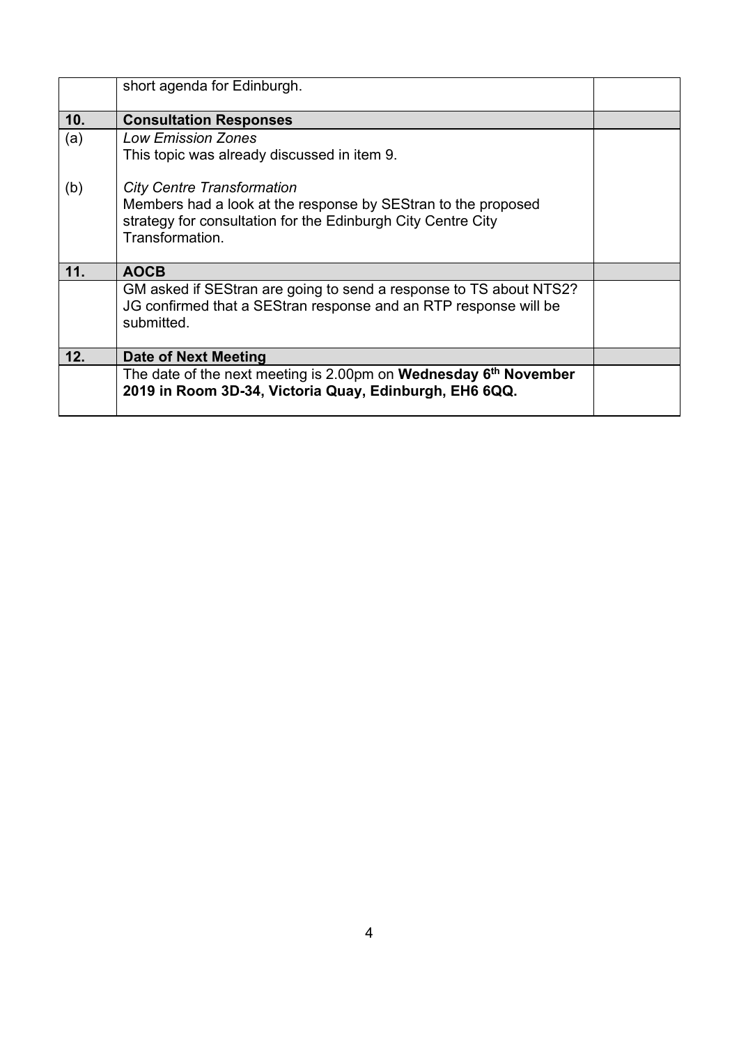| | | |
|---|---|---|
| | short agenda for Edinburgh. | |
| **10.** | **Consultation Responses** | |
| (a)<br><br><br>(b) | *Low Emission Zones*<br>This topic was already discussed in item 9.<br><br>*City Centre Transformation*<br>Members had a look at the response by SEStran to the proposed strategy for consultation for the Edinburgh City Centre City Transformation. | |
| **11.** | **AOCB** | |
| | GM asked if SEStran are going to send a response to TS about NTS2? JG confirmed that a SEStran response and an RTP response will be submitted. | |
| **12.** | **Date of Next Meeting** | |
| | The date of the next meeting is 2.00pm on **Wednesday 6th November 2019 in Room 3D-34, Victoria Quay, Edinburgh, EH6 6QQ.** | |